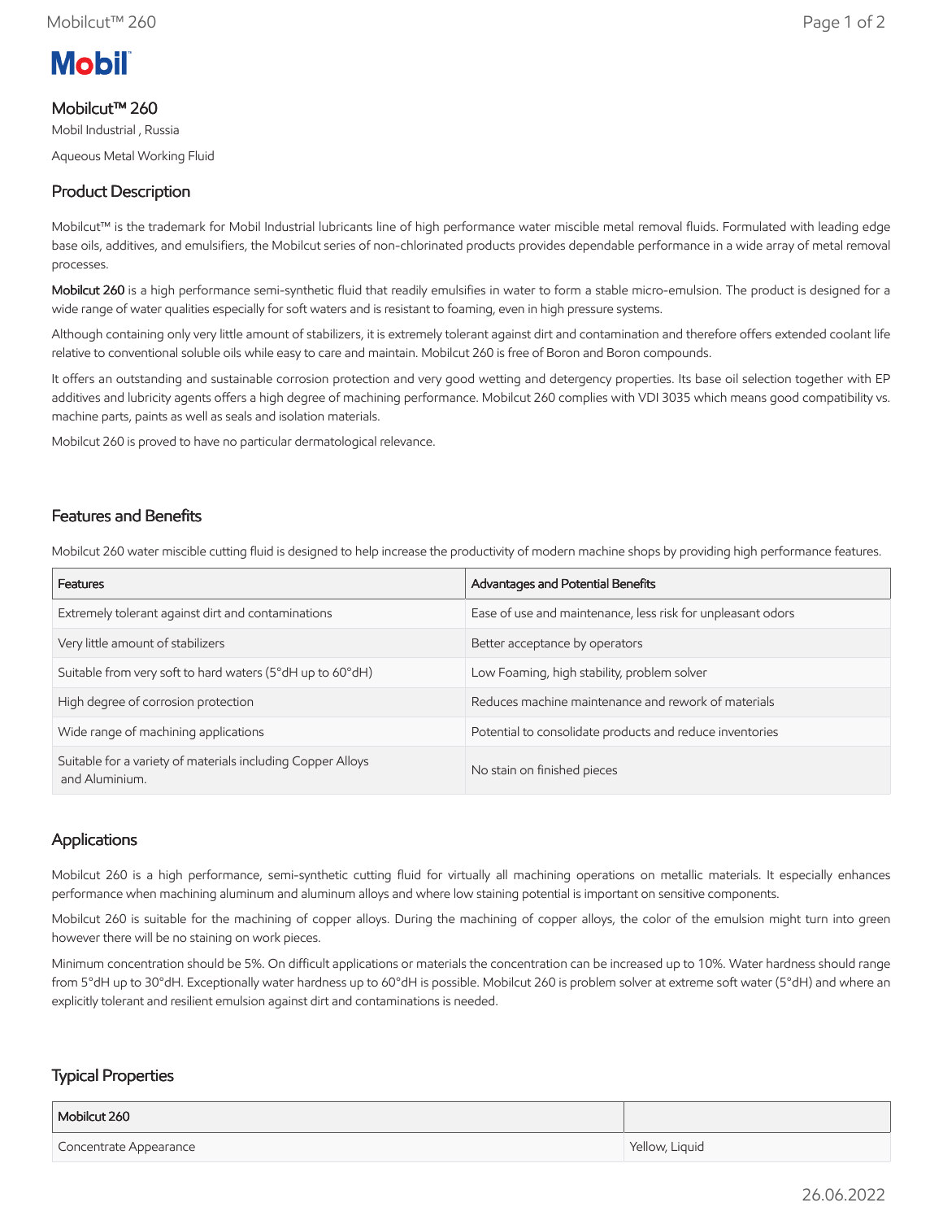# Mobilcut™ 260

Mobil Industrial , Russia

Aqueous Metal Working Fluid

## Product Description

Mobilcut™ is the trademark for Mobil Industrial lubricants line of high performance water miscible metal removal fluids. Formulated with leading edge base oils, additives, and emulsifiers, the Mobilcut series of non-chlorinated products provides dependable performance in a wide array of metal removal processes.

**Mobilcut 260** is a high performance semi-synthetic fluid that readily emulsifies in water to form a stable micro-emulsion. The product is designed for a wide range of water qualities especially for soft waters and is resistant to foaming, even in high pressure systems.

Although containing only very little amount of stabilizers, it is extremely tolerant against dirt and contamination and therefore offers extended coolant life relative to conventional soluble oils while easy to care and maintain. Mobilcut 260 is free of Boron and Boron compounds.

It offers an outstanding and sustainable corrosion protection and very good wetting and detergency properties. Its base oil selection together with EP additives and lubricity agents offers a high degree of machining performance. Mobilcut 260 complies with VDI 3035 which means good compatibility vs. machine parts, paints as well as seals and isolation materials.

Mobilcut 260 is proved to have no particular dermatological relevance.

## Features and Benefits

Mobilcut 260 water miscible cutting fluid is designed to help increase the productivity of modern machine shops by providing high performance features.

| Features | Advantages and Potential Benefits |
|---|---|
| Extremely tolerant against dirt and contaminations | Ease of use and maintenance, less risk for unpleasant odors |
| Very little amount of stabilizers | Better acceptance by operators |
| Suitable from very soft to hard waters (5°dH up to 60°dH) | Low Foaming, high stability, problem solver |
| High degree of corrosion protection | Reduces machine maintenance and rework of materials |
| Wide range of machining applications | Potential to consolidate products and reduce inventories |
| Suitable for a variety of materials including Copper Alloys and Aluminium. | No stain on finished pieces |

## Applications

Mobilcut 260 is a high performance, semi-synthetic cutting fluid for virtually all machining operations on metallic materials. It especially enhances performance when machining aluminum and aluminum alloys and where low staining potential is important on sensitive components.

Mobilcut 260 is suitable for the machining of copper alloys. During the machining of copper alloys, the color of the emulsion might turn into green however there will be no staining on work pieces.

Minimum concentration should be 5%. On difficult applications or materials the concentration can be increased up to 10%. Water hardness should range from 5°dH up to 30°dH. Exceptionally water hardness up to 60°dH is possible. Mobilcut 260 is problem solver at extreme soft water (5°dH) and where an explicitly tolerant and resilient emulsion against dirt and contaminations is needed.

## Typical Properties

| Mobilcut 260 | |
|---|---|
| Concentrate Appearance | Yellow, Liquid |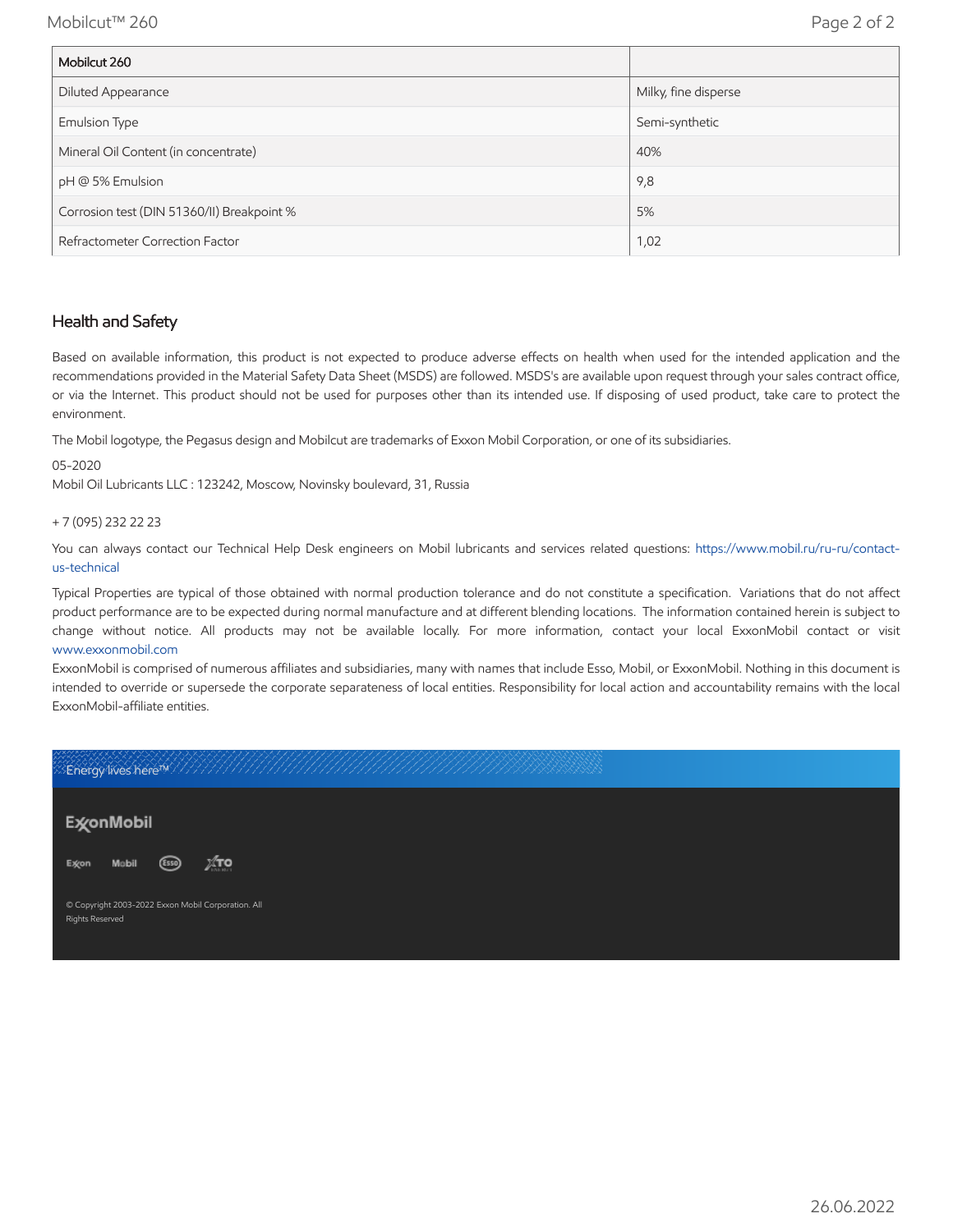| Mobilcut 260 | |
|---|---|
| Diluted Appearance | Milky, fine disperse |
| Emulsion Type | Semi-synthetic |
| Mineral Oil Content (in concentrate) | 40% |
| pH @ 5% Emulsion | 9,8 |
| Corrosion test (DIN 51360/II) Breakpoint % | 5% |
| Refractometer Correction Factor | 1,02 |

## Health and Safety

Based on available information, this product is not expected to produce adverse effects on health when used for the intended application and the recommendations provided in the Material Safety Data Sheet (MSDS) are followed. MSDS's are available upon request through your sales contract office, or via the Internet. This product should not be used for purposes other than its intended use. If disposing of used product, take care to protect the environment.

The Mobil logotype, the Pegasus design and Mobilcut are trademarks of Exxon Mobil Corporation, or one of its subsidiaries.

05-2020

Mobil Oil Lubricants LLC : 123242, Moscow, Novinsky boulevard, 31, Russia

+ 7 (095) 232 22 23

You can always contact our Technical Help Desk engineers on Mobil lubricants and services related questions: https://www.mobil.ru/ru-ru/contact-us-technical

Typical Properties are typical of those obtained with normal production tolerance and do not constitute a specification. Variations that do not affect product performance are to be expected during normal manufacture and at different blending locations. The information contained herein is subject to change without notice. All products may not be available locally. For more information, contact your local ExxonMobil contact or visit www.exxonmobil.com

ExxonMobil is comprised of numerous affiliates and subsidiaries, many with names that include Esso, Mobil, or ExxonMobil. Nothing in this document is intended to override or supersede the corporate separateness of local entities. Responsibility for local action and accountability remains with the local ExxonMobil-affiliate entities.

Energy lives here™

ExxonMobil

Exxon Mobil Esso XTO

© Copyright 2003-2022 Exxon Mobil Corporation. All Rights Reserved

26.06.2022